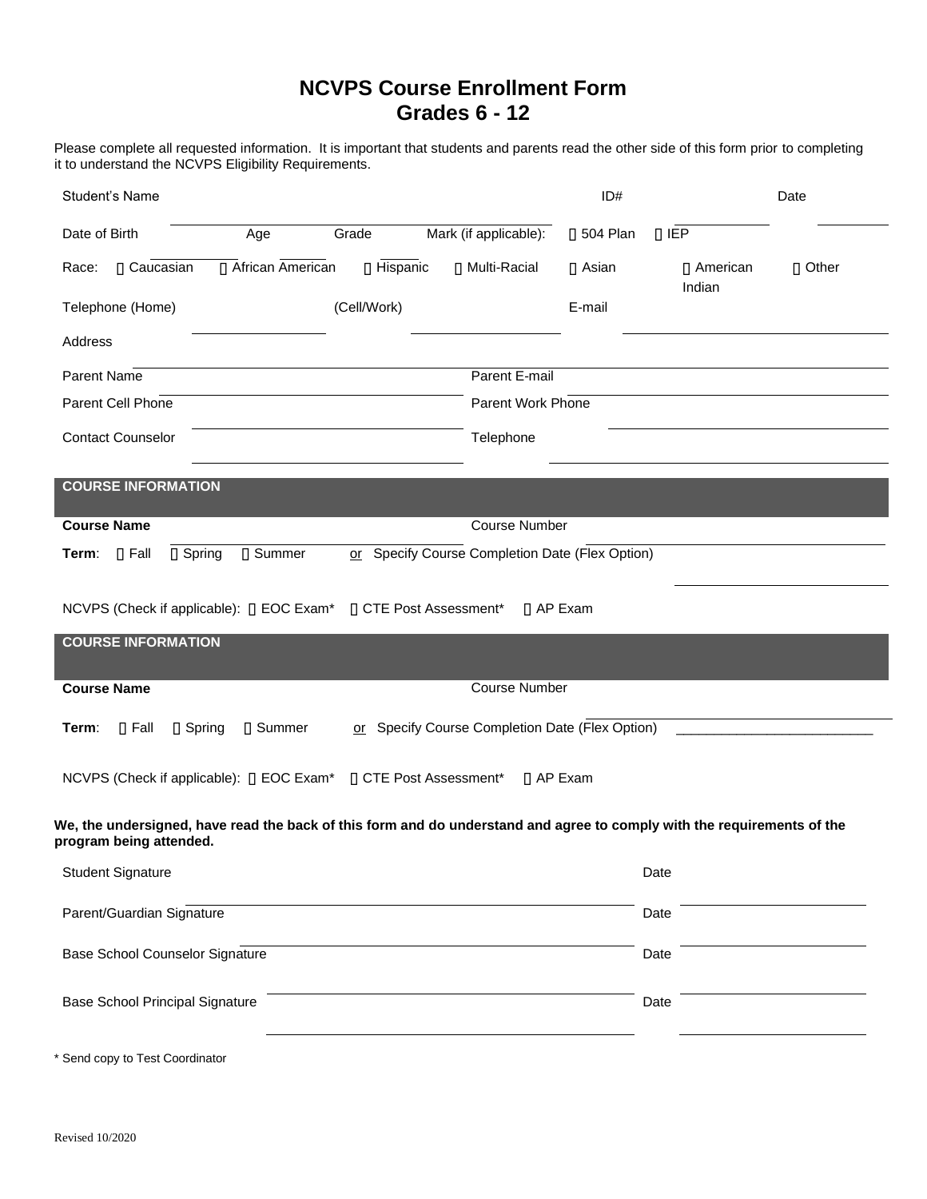# NCVPS Course Enrollment Form
## Grades 6 - 12

Please complete all requested information. It is important that students and parents read the other side of this form prior to completing it to understand the NCVPS Eligibility Requirements.

Student's Name ______________________ ID# __________ Date __________

Date of Birth __________ Age ______ Grade ______ Mark (if applicable): ☐ 504 Plan ☐ IEP

Race: ☐ Caucasian ☐ African American ☐ Hispanic ☐ Multi-Racial ☐ Asian ☐ American Indian ☐ Other

Telephone (Home) __________ (Cell/Work) __________ E-mail __________

Address ______________________________

Parent Name ______________________ Parent E-mail ______________________

Parent Cell Phone ______________________ Parent Work Phone ______________________

Contact Counselor ______________________ Telephone ______________________

### COURSE INFORMATION

**Course Name** ______________________ Course Number ______________________

**Term**: ☐ Fall ☐ Spring ☐ Summer <u>or</u> Specify Course Completion Date (Flex Option) ______________________

NCVPS (Check if applicable): ☐ EOC Exam* ☐ CTE Post Assessment* ☐ AP Exam

### COURSE INFORMATION

**Course Name** ______________________ Course Number ______________________

**Term**: ☐ Fall ☐ Spring ☐ Summer <u>or</u> Specify Course Completion Date (Flex Option) __________________________

NCVPS (Check if applicable): ☐ EOC Exam* ☐ CTE Post Assessment* ☐ AP Exam

**We, the undersigned, have read the back of this form and do understand and agree to comply with the requirements of the program being attended.**

Student Signature ______________________ Date __________

Parent/Guardian Signature ______________________ Date __________

Base School Counselor Signature ______________________ Date __________

Base School Principal Signature ______________________ Date __________

\* Send copy to Test Coordinator

Revised 10/2020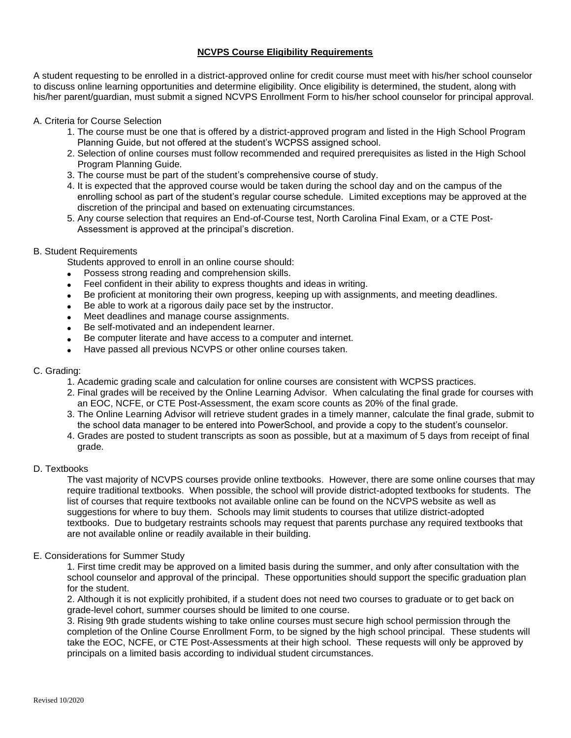# NCVPS Course Eligibility Requirements

A student requesting to be enrolled in a district-approved online for credit course must meet with his/her school counselor to discuss online learning opportunities and determine eligibility. Once eligibility is determined, the student, along with his/her parent/guardian, must submit a signed NCVPS Enrollment Form to his/her school counselor for principal approval.

A. Criteria for Course Selection

1. The course must be one that is offered by a district-approved program and listed in the High School Program Planning Guide, but not offered at the student's WCPSS assigned school.
2. Selection of online courses must follow recommended and required prerequisites as listed in the High School Program Planning Guide.
3. The course must be part of the student's comprehensive course of study.
4. It is expected that the approved course would be taken during the school day and on the campus of the enrolling school as part of the student's regular course schedule. Limited exceptions may be approved at the discretion of the principal and based on extenuating circumstances.
5. Any course selection that requires an End-of-Course test, North Carolina Final Exam, or a CTE Post-Assessment is approved at the principal's discretion.

B. Student Requirements

Students approved to enroll in an online course should:

- Possess strong reading and comprehension skills.
- Feel confident in their ability to express thoughts and ideas in writing.
- Be proficient at monitoring their own progress, keeping up with assignments, and meeting deadlines.
- Be able to work at a rigorous daily pace set by the instructor.
- Meet deadlines and manage course assignments.
- Be self-motivated and an independent learner.
- Be computer literate and have access to a computer and internet.
- Have passed all previous NCVPS or other online courses taken.

C. Grading:

1. Academic grading scale and calculation for online courses are consistent with WCPSS practices.
2. Final grades will be received by the Online Learning Advisor. When calculating the final grade for courses with an EOC, NCFE, or CTE Post-Assessment, the exam score counts as 20% of the final grade.
3. The Online Learning Advisor will retrieve student grades in a timely manner, calculate the final grade, submit to the school data manager to be entered into PowerSchool, and provide a copy to the student's counselor.
4. Grades are posted to student transcripts as soon as possible, but at a maximum of 5 days from receipt of final grade.

D. Textbooks

The vast majority of NCVPS courses provide online textbooks. However, there are some online courses that may require traditional textbooks. When possible, the school will provide district-adopted textbooks for students. The list of courses that require textbooks not available online can be found on the NCVPS website as well as suggestions for where to buy them. Schools may limit students to courses that utilize district-adopted textbooks. Due to budgetary restraints schools may request that parents purchase any required textbooks that are not available online or readily available in their building.

E. Considerations for Summer Study

1. First time credit may be approved on a limited basis during the summer, and only after consultation with the school counselor and approval of the principal. These opportunities should support the specific graduation plan for the student.
2. Although it is not explicitly prohibited, if a student does not need two courses to graduate or to get back on grade-level cohort, summer courses should be limited to one course.
3. Rising 9th grade students wishing to take online courses must secure high school permission through the completion of the Online Course Enrollment Form, to be signed by the high school principal. These students will take the EOC, NCFE, or CTE Post-Assessments at their high school. These requests will only be approved by principals on a limited basis according to individual student circumstances.

Revised 10/2020